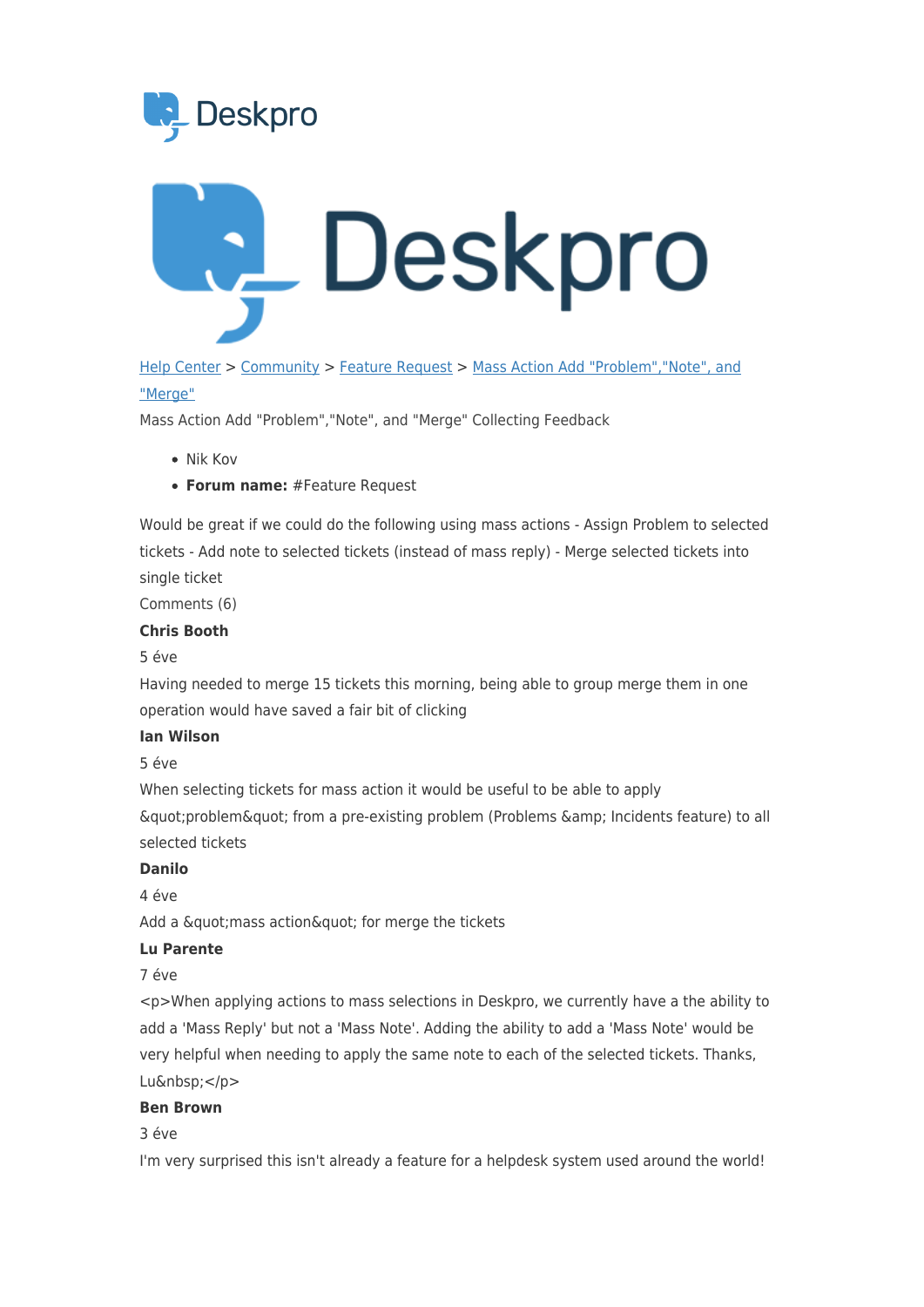[Help Center](#) > [Community](#) > [Feature Request](#) > [Mass Action Add "Problem","Note", and "Merge"](#)

Mass Action Add "Problem","Note", and "Merge" Collecting Feedback

- Nik Kov
- **Forum name:** #Feature Request

Would be great if we could do the following using mass actions - Assign Problem to selected tickets - Add note to selected tickets (instead of mass reply) - Merge selected tickets into single ticket

Comments (6)

**Chris Booth**

5 éve

Having needed to merge 15 tickets this morning, being able to group merge them in one operation would have saved a fair bit of clicking

**Ian Wilson**

5 éve

When selecting tickets for mass action it would be useful to be able to apply &quot;problem&quot; from a pre-existing problem (Problems &amp; Incidents feature) to all selected tickets

**Danilo**

4 éve

Add a &quot;mass action&quot; for merge the tickets

**Lu Parente**

7 éve

<p>When applying actions to mass selections in Deskpro, we currently have a the ability to add a 'Mass Reply' but not a 'Mass Note'. Adding the ability to add a 'Mass Note' would be very helpful when needing to apply the same note to each of the selected tickets. Thanks, Lu&nbsp;</p>

**Ben Brown**

3 éve

I'm very surprised this isn't already a feature for a helpdesk system used around the world!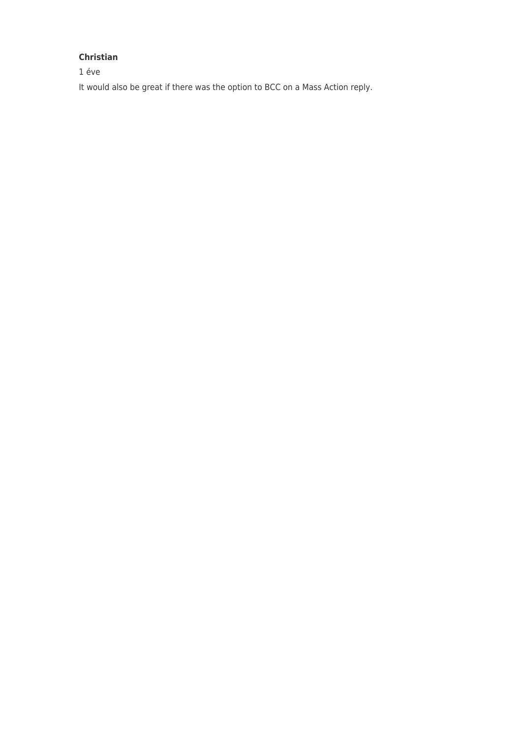**Christian**

1 éve

It would also be great if there was the option to BCC on a Mass Action reply.